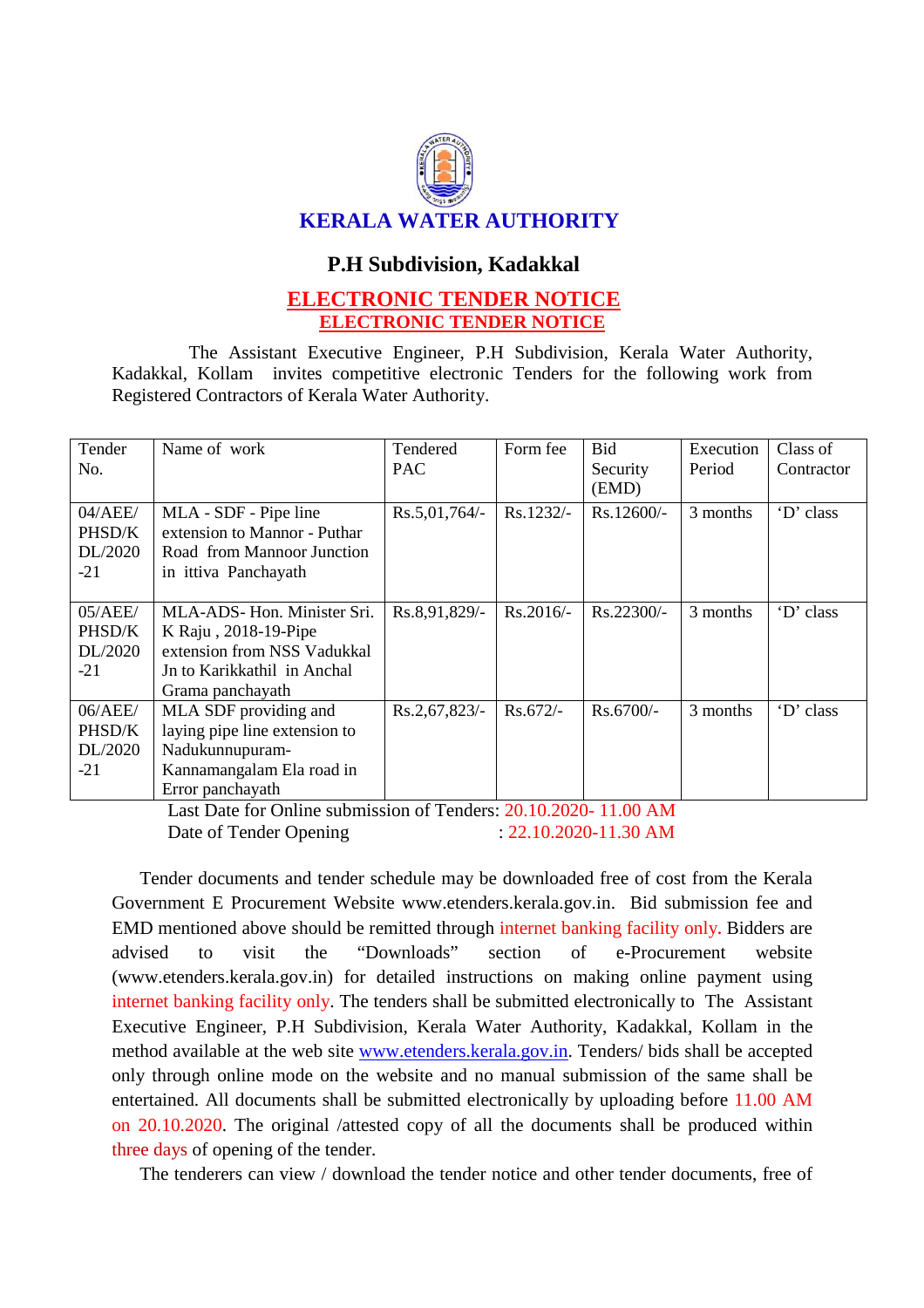# KERALA WATER AUTHORITY

## P.H Subdivision, Kadakkal

## ELECTRONIC TENDER NOTICE

### ELECTRONIC TENDER NOTICE

The Assistant Executive Engineer, P.H Subdivision, Kerala Water Authority, Kadakkal, Kollam invites competitive electronic Tenders for the following work from Registered Contractors of Kerala Water Authority.

| Tender No. | Name of work | Tendered PAC | Form fee | Bid Security (EMD) | Execution Period | Class of Contractor |
|---|---|---|---|---|---|---|
| 04/AEE/ PHSD/K DL/2020 -21 | MLA - SDF - Pipe line extension to Mannor - Puthar Road from Mannoor Junction in ittiva Panchayath | Rs.5,01,764/- | Rs.1232/- | Rs.12600/- | 3 months | 'D' class |
| 05/AEE/ PHSD/K DL/2020 -21 | MLA-ADS- Hon. Minister Sri. K Raju , 2018-19-Pipe extension from NSS Vadukkal Jn to Karikkathil in Anchal Grama panchayath | Rs.8,91,829/- | Rs.2016/- | Rs.22300/- | 3 months | 'D' class |
| 06/AEE/ PHSD/K DL/2020 -21 | MLA SDF providing and laying pipe line extension to Nadukunnupuram-Kannamangalam Ela road in Error panchayath | Rs.2,67,823/- | Rs.672/- | Rs.6700/- | 3 months | 'D' class |

Last Date for Online submission of Tenders: 20.10.2020- 11.00 AM
Date of Tender Opening : 22.10.2020-11.30 AM

Tender documents and tender schedule may be downloaded free of cost from the Kerala Government E Procurement Website www.etenders.kerala.gov.in. Bid submission fee and EMD mentioned above should be remitted through internet banking facility only. Bidders are advised to visit the "Downloads" section of e-Procurement website (www.etenders.kerala.gov.in) for detailed instructions on making online payment using internet banking facility only. The tenders shall be submitted electronically to The Assistant Executive Engineer, P.H Subdivision, Kerala Water Authority, Kadakkal, Kollam in the method available at the web site www.etenders.kerala.gov.in. Tenders/ bids shall be accepted only through online mode on the website and no manual submission of the same shall be entertained. All documents shall be submitted electronically by uploading before 11.00 AM on 20.10.2020. The original /attested copy of all the documents shall be produced within three days of opening of the tender.

The tenderers can view / download the tender notice and other tender documents, free of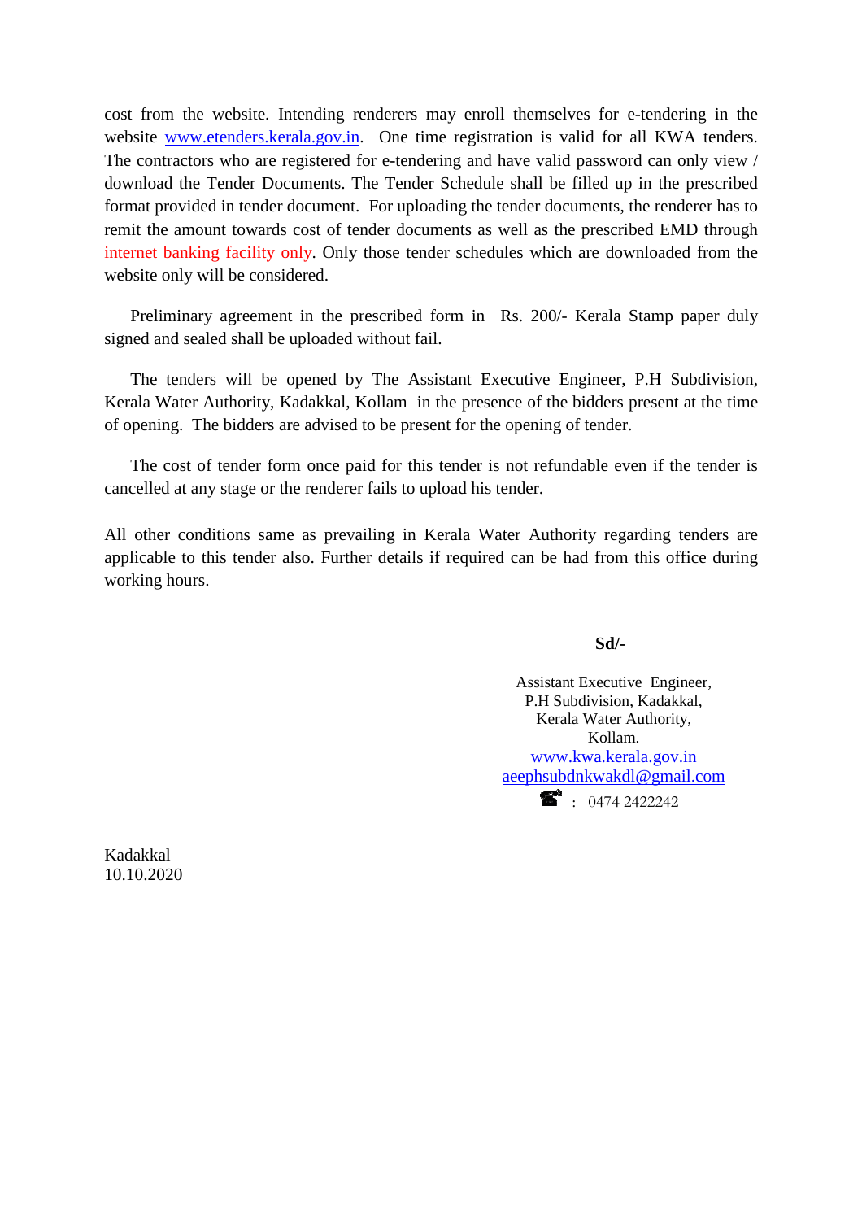cost from the website. Intending renderers may enroll themselves for e-tendering in the website www.etenders.kerala.gov.in. One time registration is valid for all KWA tenders. The contractors who are registered for e-tendering and have valid password can only view / download the Tender Documents. The Tender Schedule shall be filled up in the prescribed format provided in tender document. For uploading the tender documents, the renderer has to remit the amount towards cost of tender documents as well as the prescribed EMD through internet banking facility only. Only those tender schedules which are downloaded from the website only will be considered.

Preliminary agreement in the prescribed form in Rs. 200/- Kerala Stamp paper duly signed and sealed shall be uploaded without fail.

The tenders will be opened by The Assistant Executive Engineer, P.H Subdivision, Kerala Water Authority, Kadakkal, Kollam in the presence of the bidders present at the time of opening. The bidders are advised to be present for the opening of tender.

The cost of tender form once paid for this tender is not refundable even if the tender is cancelled at any stage or the renderer fails to upload his tender.

All other conditions same as prevailing in Kerala Water Authority regarding tenders are applicable to this tender also. Further details if required can be had from this office during working hours.

**Sd/-**

Assistant Executive Engineer,
P.H Subdivision, Kadakkal,
Kerala Water Authority,
Kollam.
www.kwa.kerala.gov.in
aeephsubdnkwakdl@gmail.com
☎ : 0474 2422242

Kadakkal
10.10.2020